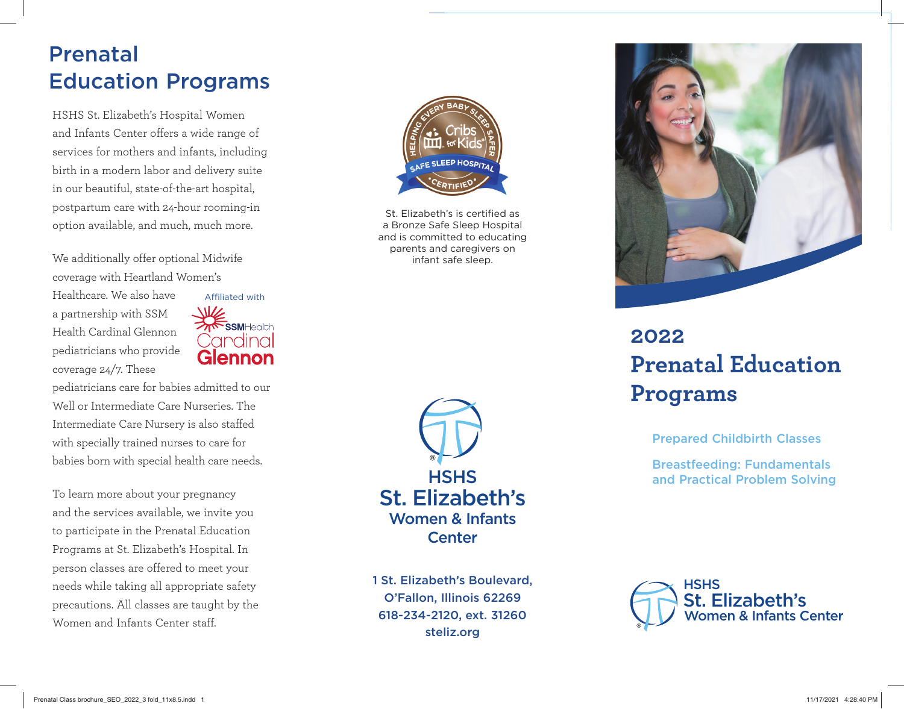# Prenatal Education Programs

HSHS St. Elizabeth's Hospital Women and Infants Center offers a wide range of services for mothers and infants, including birth in a modern labor and delivery suite in our beautiful, state-of-the-art hospital, postpartum care with 24-hour rooming-in option available, and much, much more.

We additionally offer optional Midwife coverage with Heartland Women's Healthcare. We also have a partnership with SSM Health Cardinal Glennon pediatricians who provide coverage 24/7. These pediatricians care for babies admitted to our Well or Intermediate Care Nurseries. The Intermediate Care Nursery is also staffed with specially trained nurses to care for babies born with special health care needs.

Affiliated with SSMHealth Cardinal Glennon

To learn more about your pregnancy and the services available, we invite you to participate in the Prenatal Education Programs at St. Elizabeth's Hospital. In person classes are offered to meet your needs while taking all appropriate safety precautions. All classes are taught by the Women and Infants Center staff.

HELPING EVERY BABY SLEEP SAFER
Cribs for Kids®
SAFE SLEEP HOSPITAL
CERTIFIED

St. Elizabeth's is certified as a Bronze Safe Sleep Hospital and is committed to educating parents and caregivers on infant safe sleep.

HSHS
St. Elizabeth's
Women & Infants Center

1 St. Elizabeth's Boulevard,
O'Fallon, Illinois 62269
618-234-2120, ext. 31260
steliz.org

## 2022 Prenatal Education Programs

Prepared Childbirth Classes

Breastfeeding: Fundamentals and Practical Problem Solving

HSHS
St. Elizabeth's
Women & Infants Center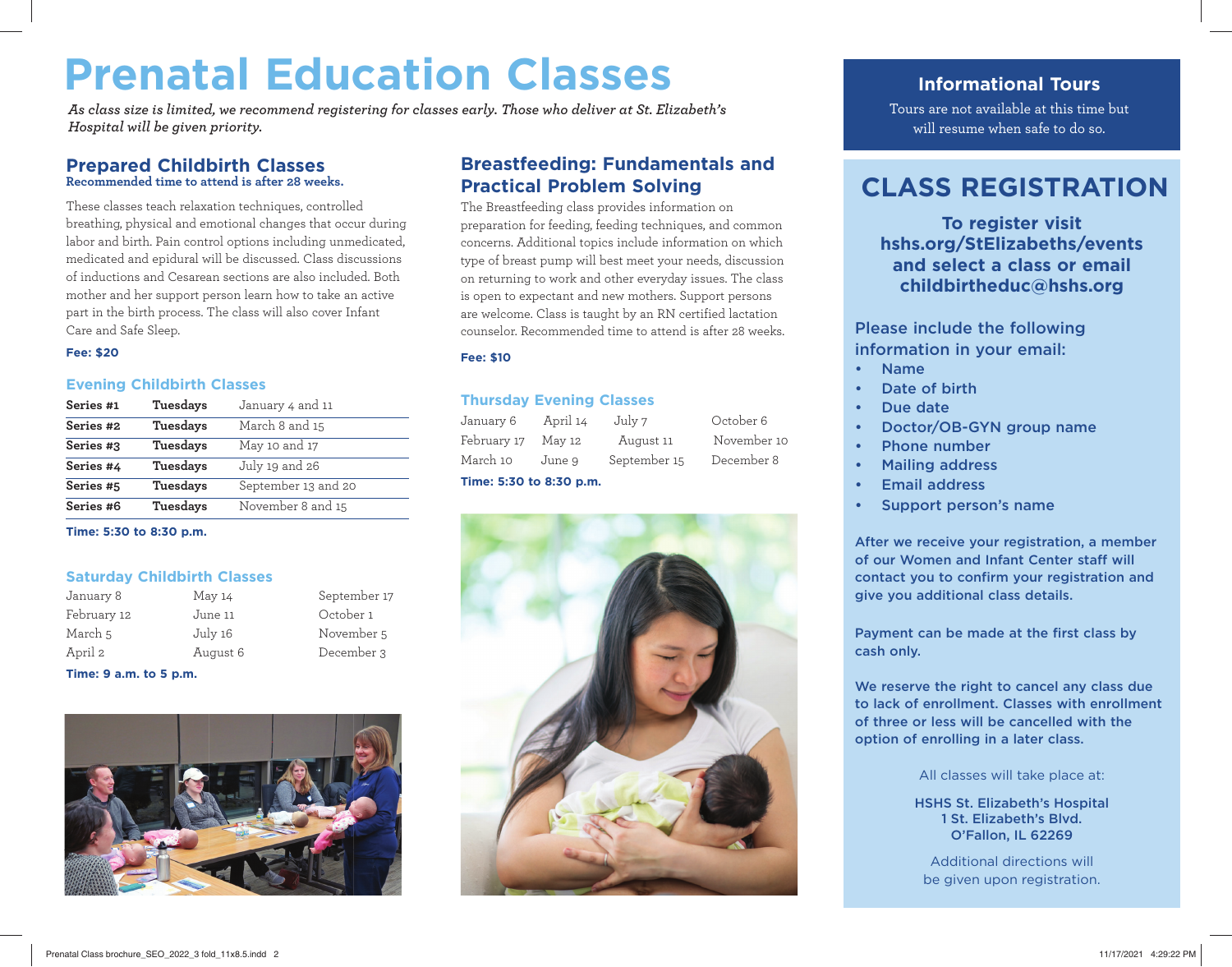# Prenatal Education Classes

*As class size is limited, we recommend registering for classes early. Those who deliver at St. Elizabeth's Hospital will be given priority.*

## Prepared Childbirth Classes

**Recommended time to attend is after 28 weeks.**

These classes teach relaxation techniques, controlled breathing, physical and emotional changes that occur during labor and birth. Pain control options including unmedicated, medicated and epidural will be discussed. Class discussions of inductions and Cesarean sections are also included. Both mother and her support person learn how to take an active part in the birth process. The class will also cover Infant Care and Safe Sleep.

**Fee: $20**

### Evening Childbirth Classes

| | | |
|---|---|---|
| **Series #1** | **Tuesdays** | January 4 and 11 |
| **Series #2** | **Tuesdays** | March 8 and 15 |
| **Series #3** | **Tuesdays** | May 10 and 17 |
| **Series #4** | **Tuesdays** | July 19 and 26 |
| **Series #5** | **Tuesdays** | September 13 and 20 |
| **Series #6** | **Tuesdays** | November 8 and 15 |

**Time: 5:30 to 8:30 p.m.**

### Saturday Childbirth Classes

| | | |
|---|---|---|
| January 8 | May 14 | September 17 |
| February 12 | June 11 | October 1 |
| March 5 | July 16 | November 5 |
| April 2 | August 6 | December 3 |

**Time: 9 a.m. to 5 p.m.**

## Breastfeeding: Fundamentals and Practical Problem Solving

The Breastfeeding class provides information on preparation for feeding, feeding techniques, and common concerns. Additional topics include information on which type of breast pump will best meet your needs, discussion on returning to work and other everyday issues. The class is open to expectant and new mothers. Support persons are welcome. Class is taught by an RN certified lactation counselor. Recommended time to attend is after 28 weeks.

**Fee: $10**

### Thursday Evening Classes

| | | | |
|---|---|---|---|
| January 6 | April 14 | July 7 | October 6 |
| February 17 | May 12 | August 11 | November 10 |
| March 10 | June 9 | September 15 | December 8 |

**Time: 5:30 to 8:30 p.m.**

## Informational Tours

Tours are not available at this time but will resume when safe to do so.

## CLASS REGISTRATION

**To register visit hshs.org/StElizabeths/events and select a class or email childbirtheduc@hshs.org**

Please include the following information in your email:

- Name
- Date of birth
- Due date
- Doctor/OB-GYN group name
- Phone number
- Mailing address
- Email address
- Support person's name

After we receive your registration, a member of our Women and Infant Center staff will contact you to confirm your registration and give you additional class details.

Payment can be made at the first class by cash only.

We reserve the right to cancel any class due to lack of enrollment. Classes with enrollment of three or less will be cancelled with the option of enrolling in a later class.

All classes will take place at:

**HSHS St. Elizabeth's Hospital**
**1 St. Elizabeth's Blvd.**
**O'Fallon, IL 62269**

Additional directions will be given upon registration.